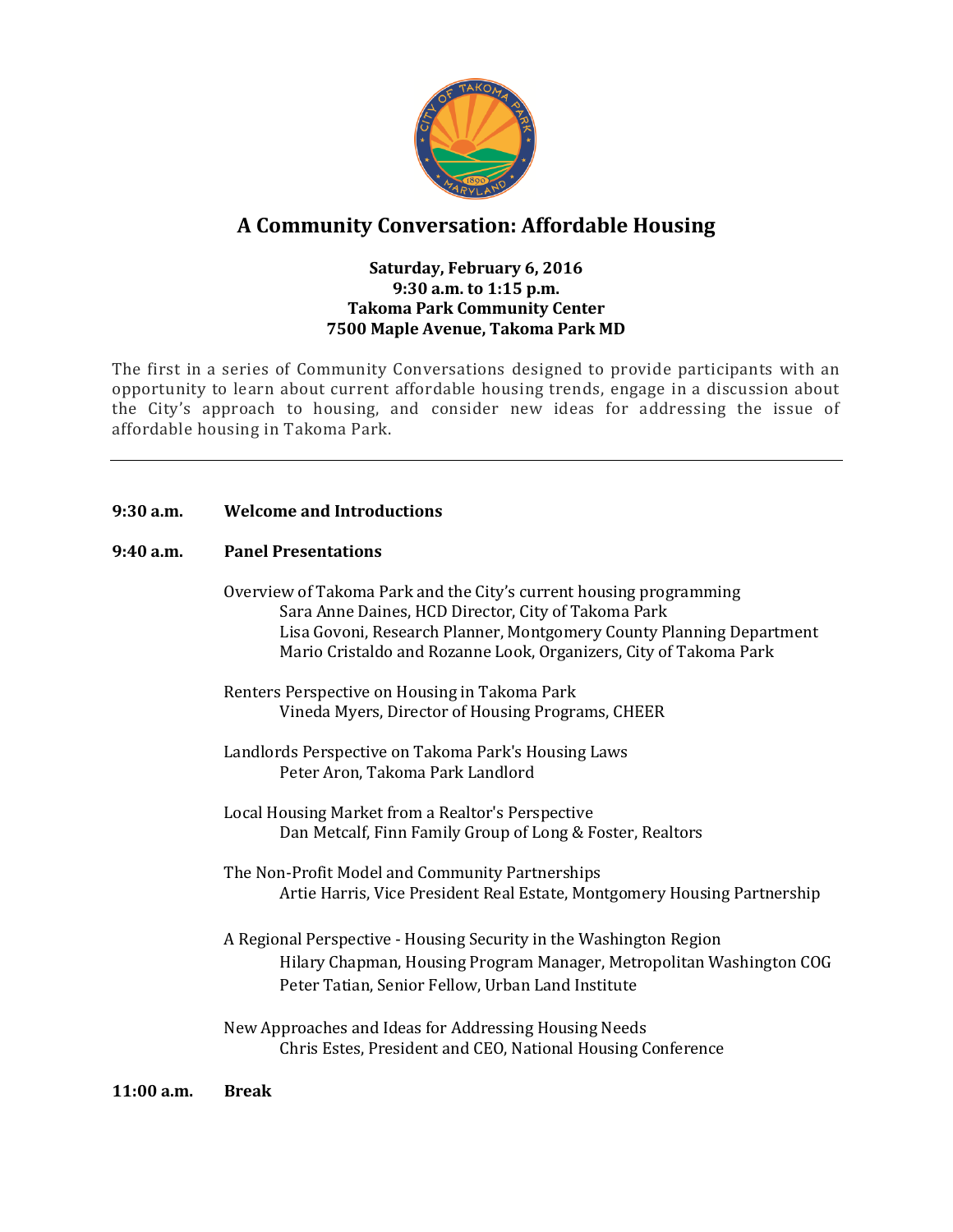# A Community Conversation: Affordable Housing

**Saturday, February 6, 2016**
**9:30 a.m. to 1:15 p.m.**
**Takoma Park Community Center**
**7500 Maple Avenue, Takoma Park MD**

The first in a series of Community Conversations designed to provide participants with an opportunity to learn about current affordable housing trends, engage in a discussion about the City's approach to housing, and consider new ideas for addressing the issue of affordable housing in Takoma Park.

---

**9:30 a.m.** **Welcome and Introductions**

**9:40 a.m.** **Panel Presentations**

Overview of Takoma Park and the City's current housing programming
- Sara Anne Daines, HCD Director, City of Takoma Park
- Lisa Govoni, Research Planner, Montgomery County Planning Department
- Mario Cristaldo and Rozanne Look, Organizers, City of Takoma Park

Renters Perspective on Housing in Takoma Park
- Vineda Myers, Director of Housing Programs, CHEER

Landlords Perspective on Takoma Park's Housing Laws
- Peter Aron, Takoma Park Landlord

Local Housing Market from a Realtor's Perspective
- Dan Metcalf, Finn Family Group of Long & Foster, Realtors

The Non-Profit Model and Community Partnerships
- Artie Harris, Vice President Real Estate, Montgomery Housing Partnership

A Regional Perspective - Housing Security in the Washington Region
- Hilary Chapman, Housing Program Manager, Metropolitan Washington COG
- Peter Tatian, Senior Fellow, Urban Land Institute

New Approaches and Ideas for Addressing Housing Needs
- Chris Estes, President and CEO, National Housing Conference

**11:00 a.m.** **Break**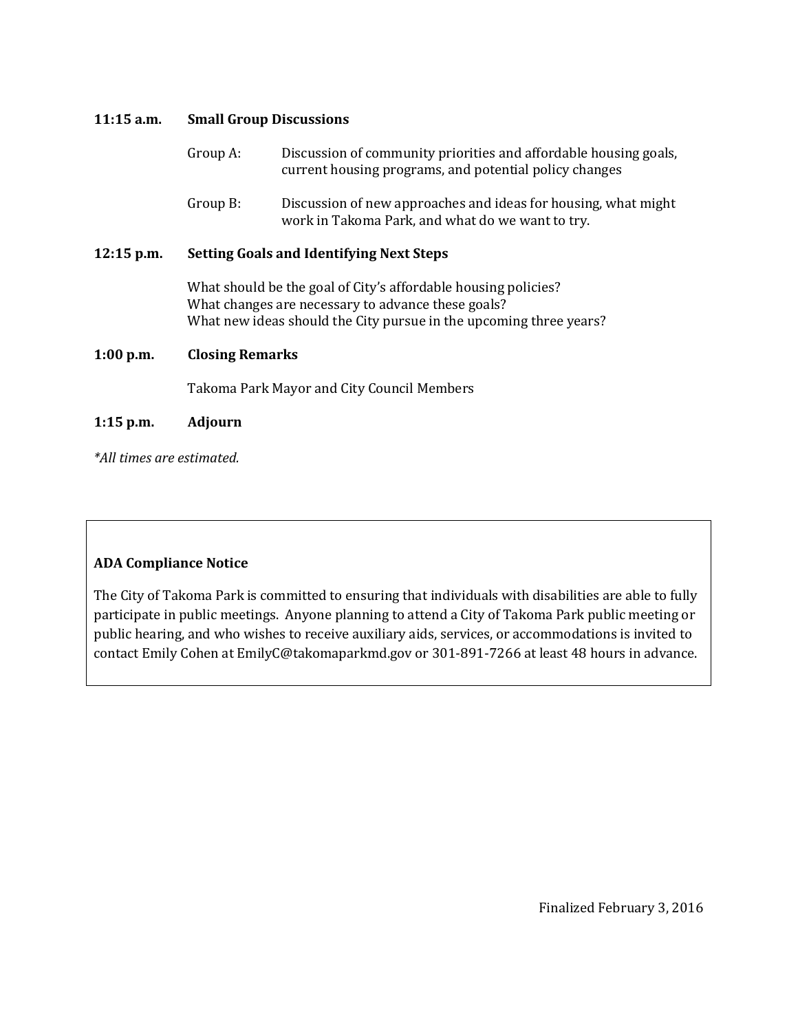**11:15 a.m.** **Small Group Discussions**

Group A: Discussion of community priorities and affordable housing goals, current housing programs, and potential policy changes

Group B: Discussion of new approaches and ideas for housing, what might work in Takoma Park, and what do we want to try.

**12:15 p.m.** **Setting Goals and Identifying Next Steps**

What should be the goal of City's affordable housing policies?
What changes are necessary to advance these goals?
What new ideas should the City pursue in the upcoming three years?

**1:00 p.m.** **Closing Remarks**

Takoma Park Mayor and City Council Members

**1:15 p.m.** **Adjourn**

*\*All times are estimated.*

**ADA Compliance Notice**

The City of Takoma Park is committed to ensuring that individuals with disabilities are able to fully participate in public meetings. Anyone planning to attend a City of Takoma Park public meeting or public hearing, and who wishes to receive auxiliary aids, services, or accommodations is invited to contact Emily Cohen at EmilyC@takomaparkmd.gov or 301-891-7266 at least 48 hours in advance.

Finalized February 3, 2016